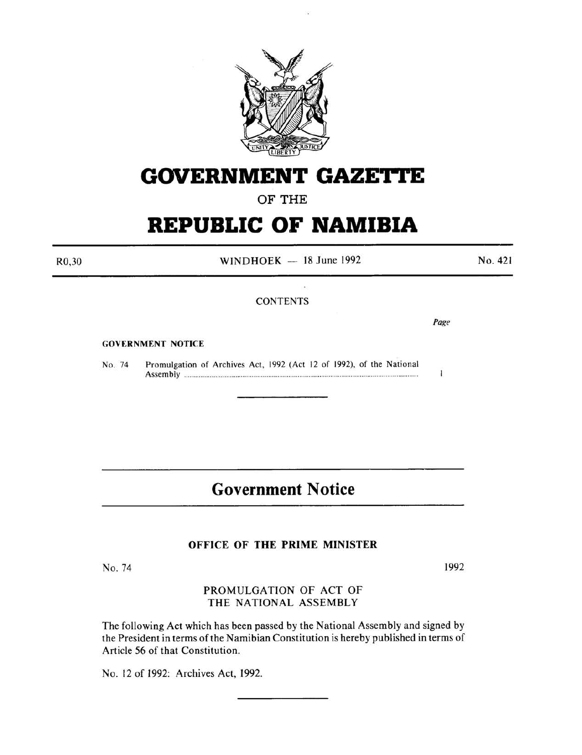# GOVERNMENT GAZETTE

## OF THE

# REPUBLIC OF NAMIBIA

R0,30 | WINDHOEK — 18 June 1992 | No. 421

CONTENTS

**GOVERNMENT NOTICE** | Page
---|---
No. 74 Promulgation of Archives Act, 1992 (Act 12 of 1992), of the National Assembly | 1

## Government Notice

### OFFICE OF THE PRIME MINISTER

No. 74 | 1992

PROMULGATION OF ACT OF THE NATIONAL ASSEMBLY

The following Act which has been passed by the National Assembly and signed by the President in terms of the Namibian Constitution is hereby published in terms of Article 56 of that Constitution.

No. 12 of 1992: Archives Act, 1992.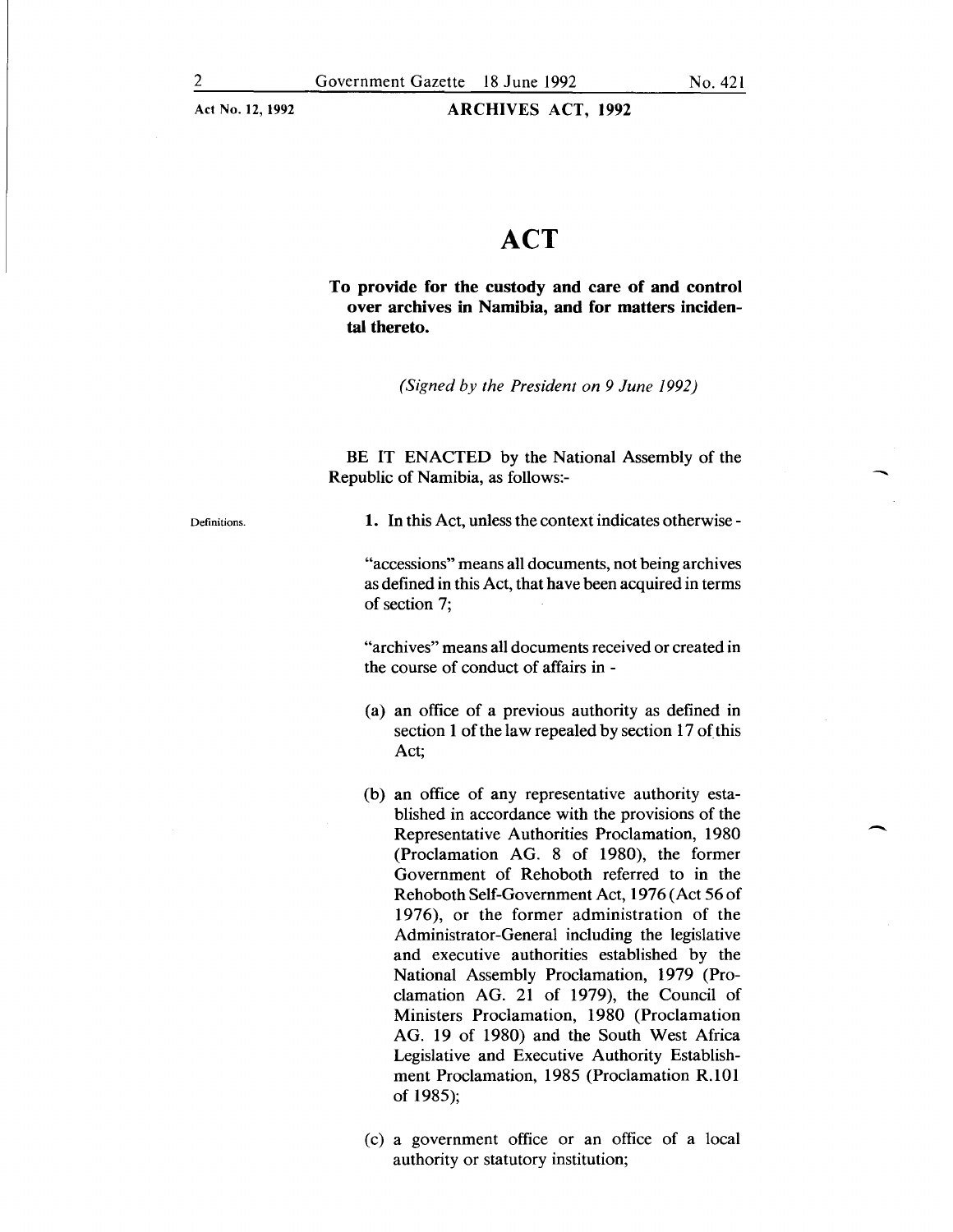# ACT

**To provide for the custody and care of and control over archives in Namibia, and for matters incidental thereto.**

*(Signed by the President on 9 June 1992)*

BE IT ENACTED by the National Assembly of the Republic of Namibia, as follows:-

Definitions.

**1.** In this Act, unless the context indicates otherwise -

"accessions" means all documents, not being archives as defined in this Act, that have been acquired in terms of section 7;

"archives" means all documents received or created in the course of conduct of affairs in -

(a) an office of a previous authority as defined in section 1 of the law repealed by section 17 of this Act;

(b) an office of any representative authority established in accordance with the provisions of the Representative Authorities Proclamation, 1980 (Proclamation AG. 8 of 1980), the former Government of Rehoboth referred to in the Rehoboth Self-Government Act, 1976 (Act 56 of 1976), or the former administration of the Administrator-General including the legislative and executive authorities established by the National Assembly Proclamation, 1979 (Proclamation AG. 21 of 1979), the Council of Ministers Proclamation, 1980 (Proclamation AG. 19 of 1980) and the South West Africa Legislative and Executive Authority Establishment Proclamation, 1985 (Proclamation R.101 of 1985);

(c) a government office or an office of a local authority or statutory institution;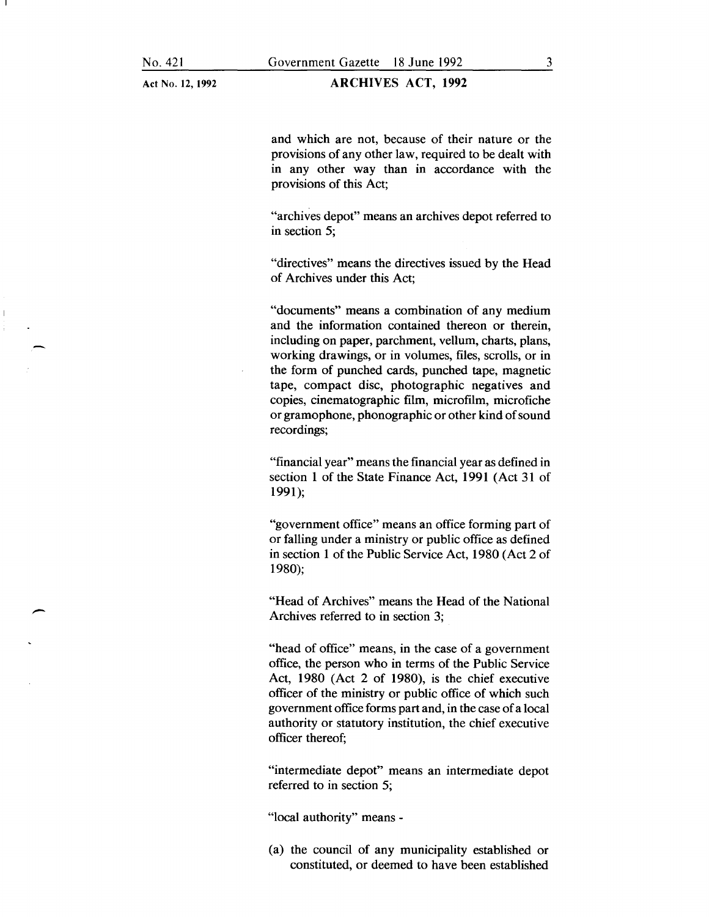and which are not, because of their nature or the provisions of any other law, required to be dealt with in any other way than in accordance with the provisions of this Act;

"archives depot" means an archives depot referred to in section 5;

"directives" means the directives issued by the Head of Archives under this Act;

"documents" means a combination of any medium and the information contained thereon or therein, including on paper, parchment, vellum, charts, plans, working drawings, or in volumes, files, scrolls, or in the form of punched cards, punched tape, magnetic tape, compact disc, photographic negatives and copies, cinematographic film, microfilm, microfiche or gramophone, phonographic or other kind of sound recordings;

"financial year" means the financial year as defined in section 1 of the State Finance Act, 1991 (Act 31 of 1991);

"government office" means an office forming part of or falling under a ministry or public office as defined in section 1 of the Public Service Act, 1980 (Act 2 of 1980);

"Head of Archives" means the Head of the National Archives referred to in section 3;

"head of office" means, in the case of a government office, the person who in terms of the Public Service Act, 1980 (Act 2 of 1980), is the chief executive officer of the ministry or public office of which such government office forms part and, in the case of a local authority or statutory institution, the chief executive officer thereof;

"intermediate depot" means an intermediate depot referred to in section 5;

"local authority" means -

(a) the council of any municipality established or constituted, or deemed to have been established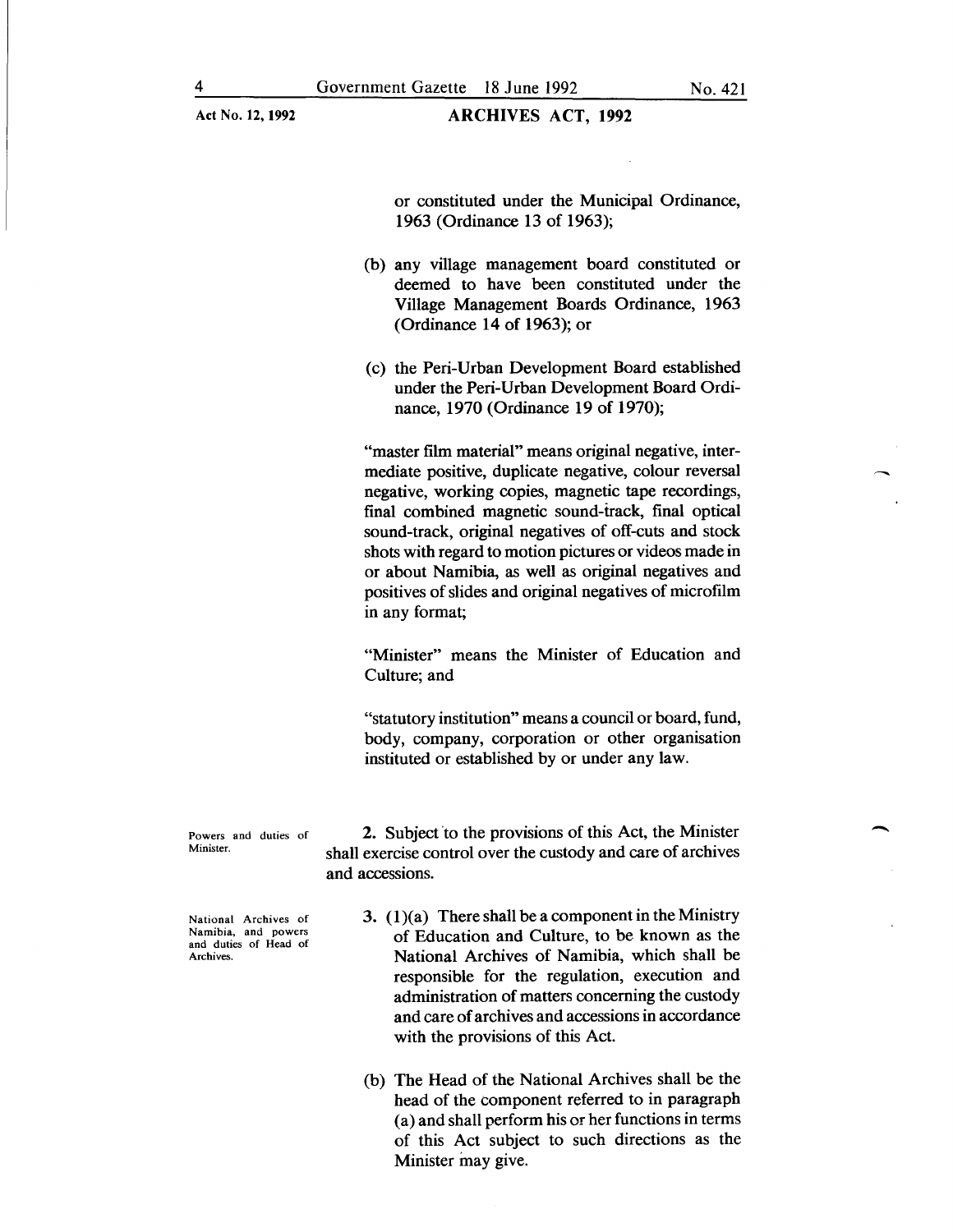or constituted under the Municipal Ordinance, 1963 (Ordinance 13 of 1963);

(b) any village management board constituted or deemed to have been constituted under the Village Management Boards Ordinance, 1963 (Ordinance 14 of 1963); or

(c) the Peri-Urban Development Board established under the Peri-Urban Development Board Ordinance, 1970 (Ordinance 19 of 1970);

"master film material" means original negative, intermediate positive, duplicate negative, colour reversal negative, working copies, magnetic tape recordings, final combined magnetic sound-track, final optical sound-track, original negatives of off-cuts and stock shots with regard to motion pictures or videos made in or about Namibia, as well as original negatives and positives of slides and original negatives of microfilm in any format;

"Minister" means the Minister of Education and Culture; and

"statutory institution" means a council or board, fund, body, company, corporation or other organisation instituted or established by or under any law.

*Powers and duties of Minister.*

**2.** Subject to the provisions of this Act, the Minister shall exercise control over the custody and care of archives and accessions.

*National Archives of Namibia, and powers and duties of Head of Archives.*

**3.** (1)(a) There shall be a component in the Ministry of Education and Culture, to be known as the National Archives of Namibia, which shall be responsible for the regulation, execution and administration of matters concerning the custody and care of archives and accessions in accordance with the provisions of this Act.

(b) The Head of the National Archives shall be the head of the component referred to in paragraph (a) and shall perform his or her functions in terms of this Act subject to such directions as the Minister may give.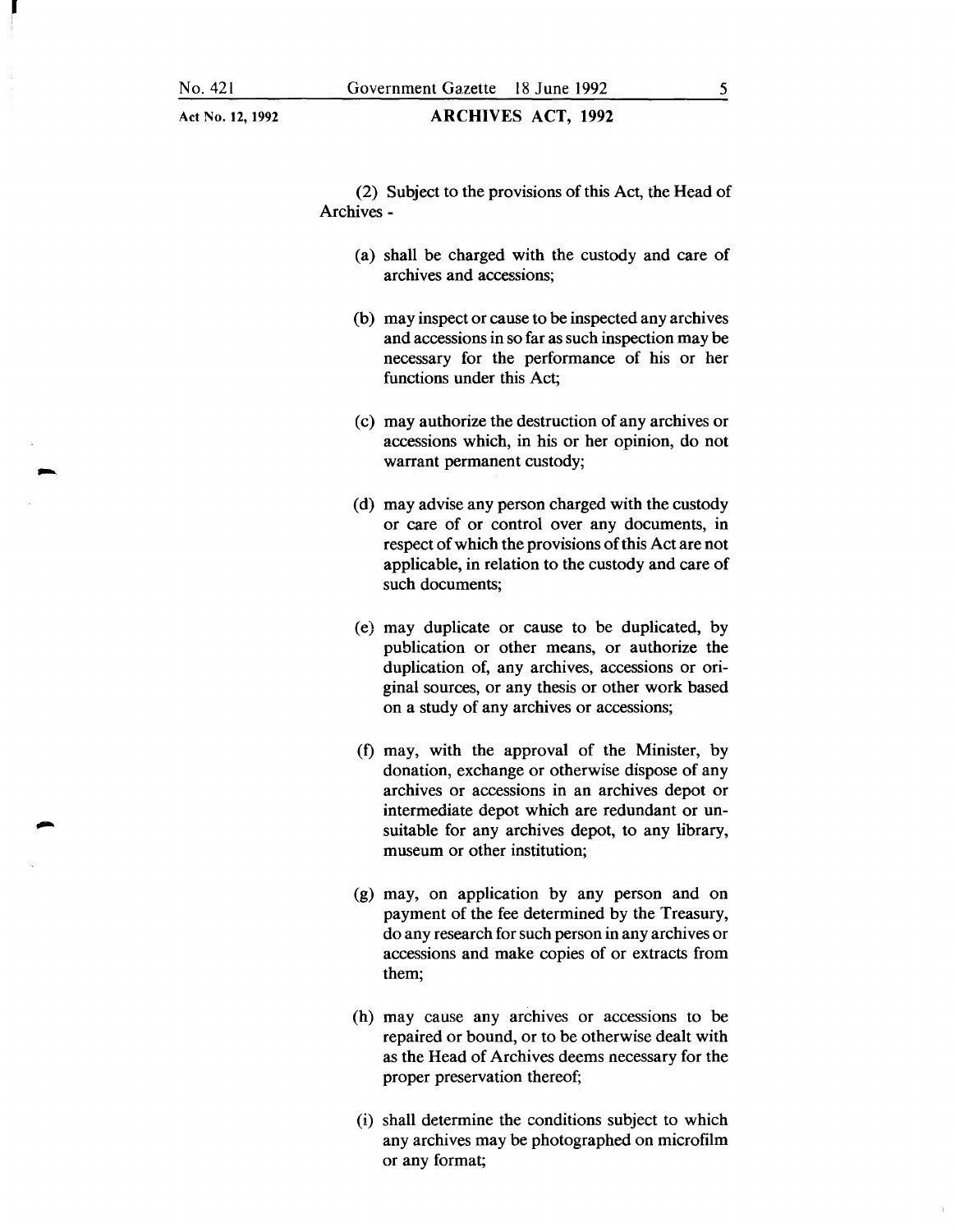(2) Subject to the provisions of this Act, the Head of Archives -

(a) shall be charged with the custody and care of archives and accessions;

(b) may inspect or cause to be inspected any archives and accessions in so far as such inspection may be necessary for the performance of his or her functions under this Act;

(c) may authorize the destruction of any archives or accessions which, in his or her opinion, do not warrant permanent custody;

(d) may advise any person charged with the custody or care of or control over any documents, in respect of which the provisions of this Act are not applicable, in relation to the custody and care of such documents;

(e) may duplicate or cause to be duplicated, by publication or other means, or authorize the duplication of, any archives, accessions or original sources, or any thesis or other work based on a study of any archives or accessions;

(f) may, with the approval of the Minister, by donation, exchange or otherwise dispose of any archives or accessions in an archives depot or intermediate depot which are redundant or unsuitable for any archives depot, to any library, museum or other institution;

(g) may, on application by any person and on payment of the fee determined by the Treasury, do any research for such person in any archives or accessions and make copies of or extracts from them;

(h) may cause any archives or accessions to be repaired or bound, or to be otherwise dealt with as the Head of Archives deems necessary for the proper preservation thereof;

(i) shall determine the conditions subject to which any archives may be photographed on microfilm or any format;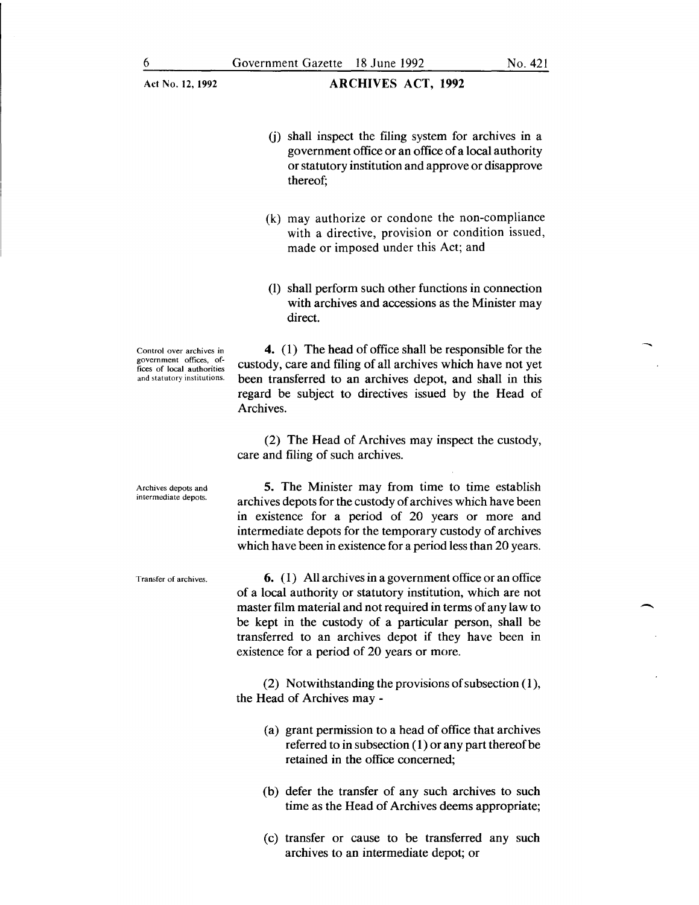(j) shall inspect the filing system for archives in a government office or an office of a local authority or statutory institution and approve or disapprove thereof;

(k) may authorize or condone the non-compliance with a directive, provision or condition issued, made or imposed under this Act; and

(l) shall perform such other functions in connection with archives and accessions as the Minister may direct.

*Control over archives in government offices, offices of local authorities and statutory institutions.*

**4.** (1) The head of office shall be responsible for the custody, care and filing of all archives which have not yet been transferred to an archives depot, and shall in this regard be subject to directives issued by the Head of Archives.

(2) The Head of Archives may inspect the custody, care and filing of such archives.

*Archives depots and intermediate depots.*

**5.** The Minister may from time to time establish archives depots for the custody of archives which have been in existence for a period of 20 years or more and intermediate depots for the temporary custody of archives which have been in existence for a period less than 20 years.

*Transfer of archives.*

**6.** (1) All archives in a government office or an office of a local authority or statutory institution, which are not master film material and not required in terms of any law to be kept in the custody of a particular person, shall be transferred to an archives depot if they have been in existence for a period of 20 years or more.

(2) Notwithstanding the provisions of subsection (1), the Head of Archives may -

(a) grant permission to a head of office that archives referred to in subsection (1) or any part thereof be retained in the office concerned;

(b) defer the transfer of any such archives to such time as the Head of Archives deems appropriate;

(c) transfer or cause to be transferred any such archives to an intermediate depot; or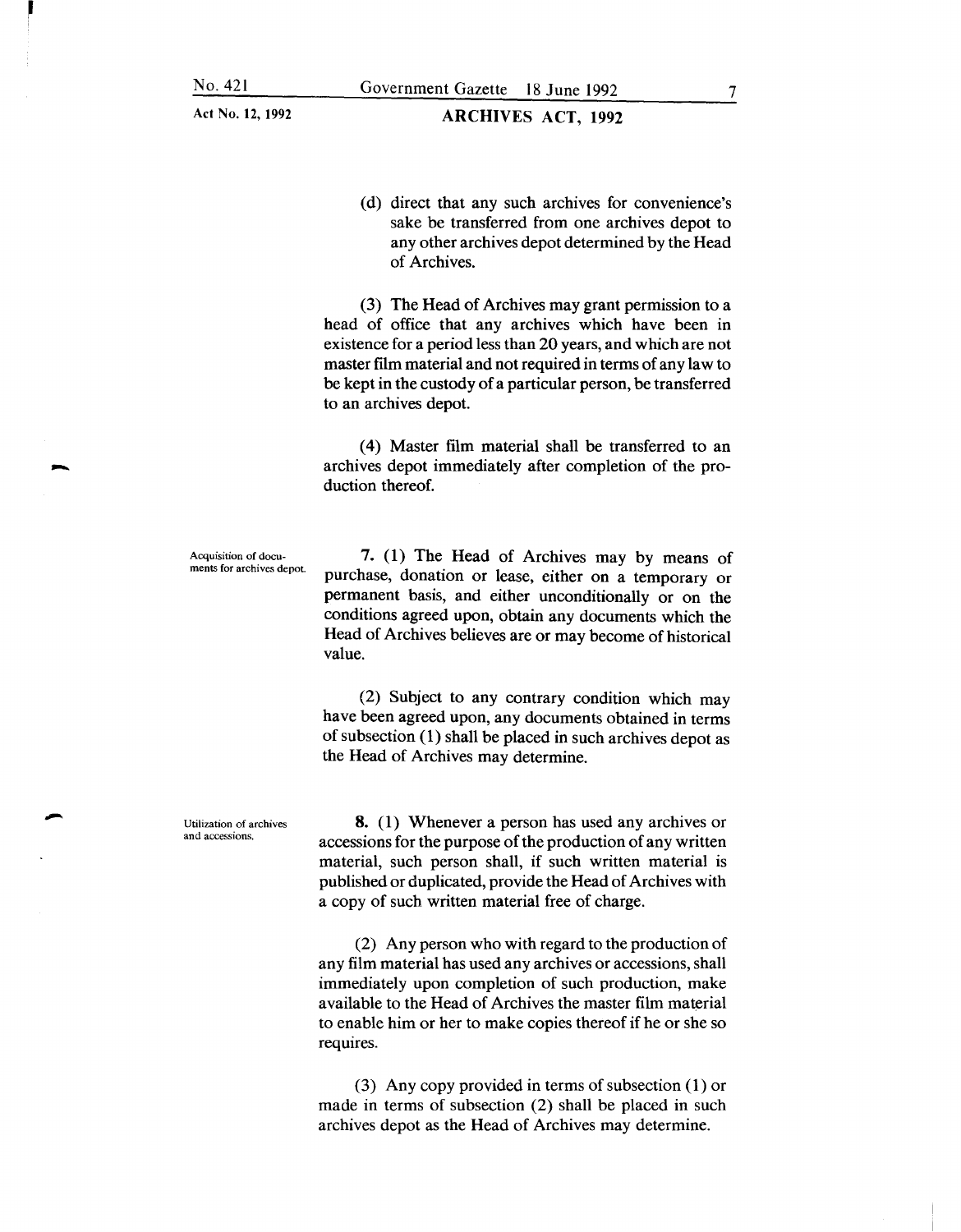(d) direct that any such archives for convenience's sake be transferred from one archives depot to any other archives depot determined by the Head of Archives.

(3) The Head of Archives may grant permission to a head of office that any archives which have been in existence for a period less than 20 years, and which are not master film material and not required in terms of any law to be kept in the custody of a particular person, be transferred to an archives depot.

(4) Master film material shall be transferred to an archives depot immediately after completion of the production thereof.

*Acquisition of documents for archives depot.*

**7.** (1) The Head of Archives may by means of purchase, donation or lease, either on a temporary or permanent basis, and either unconditionally or on the conditions agreed upon, obtain any documents which the Head of Archives believes are or may become of historical value.

(2) Subject to any contrary condition which may have been agreed upon, any documents obtained in terms of subsection (1) shall be placed in such archives depot as the Head of Archives may determine.

*Utilization of archives and accessions.*

**8.** (1) Whenever a person has used any archives or accessions for the purpose of the production of any written material, such person shall, if such written material is published or duplicated, provide the Head of Archives with a copy of such written material free of charge.

(2) Any person who with regard to the production of any film material has used any archives or accessions, shall immediately upon completion of such production, make available to the Head of Archives the master film material to enable him or her to make copies thereof if he or she so requires.

(3) Any copy provided in terms of subsection (1) or made in terms of subsection (2) shall be placed in such archives depot as the Head of Archives may determine.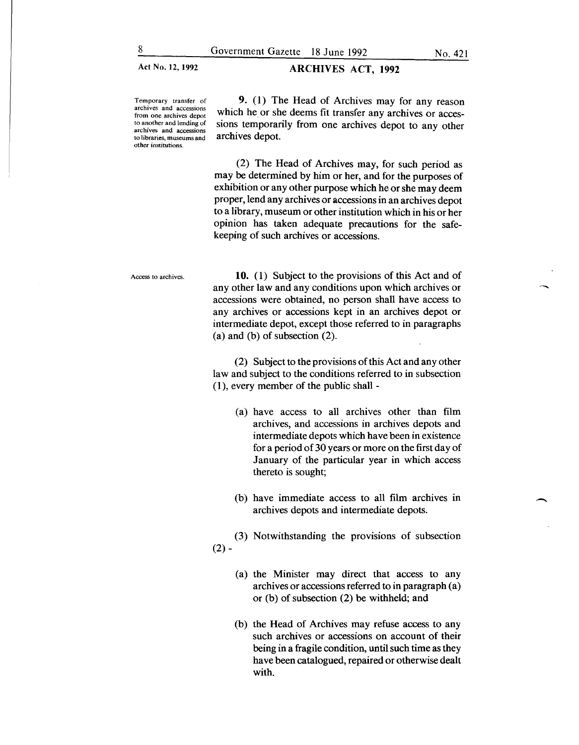**Temporary transfer of archives and accessions from one archives depot to another and lending of archives and accessions to libraries, museums and other institutions.**

**9.** (1) The Head of Archives may for any reason which he or she deems fit transfer any archives or accessions temporarily from one archives depot to any other archives depot.

(2) The Head of Archives may, for such period as may be determined by him or her, and for the purposes of exhibition or any other purpose which he or she may deem proper, lend any archives or accessions in an archives depot to a library, museum or other institution which in his or her opinion has taken adequate precautions for the safekeeping of such archives or accessions.

**Access to archives.**

**10.** (1) Subject to the provisions of this Act and of any other law and any conditions upon which archives or accessions were obtained, no person shall have access to any archives or accessions kept in an archives depot or intermediate depot, except those referred to in paragraphs (a) and (b) of subsection (2).

(2) Subject to the provisions of this Act and any other law and subject to the conditions referred to in subsection (1), every member of the public shall -

(a) have access to all archives other than film archives, and accessions in archives depots and intermediate depots which have been in existence for a period of 30 years or more on the first day of January of the particular year in which access thereto is sought;

(b) have immediate access to all film archives in archives depots and intermediate depots.

(3) Notwithstanding the provisions of subsection (2) -

(a) the Minister may direct that access to any archives or accessions referred to in paragraph (a) or (b) of subsection (2) be withheld; and

(b) the Head of Archives may refuse access to any such archives or accessions on account of their being in a fragile condition, until such time as they have been catalogued, repaired or otherwise dealt with.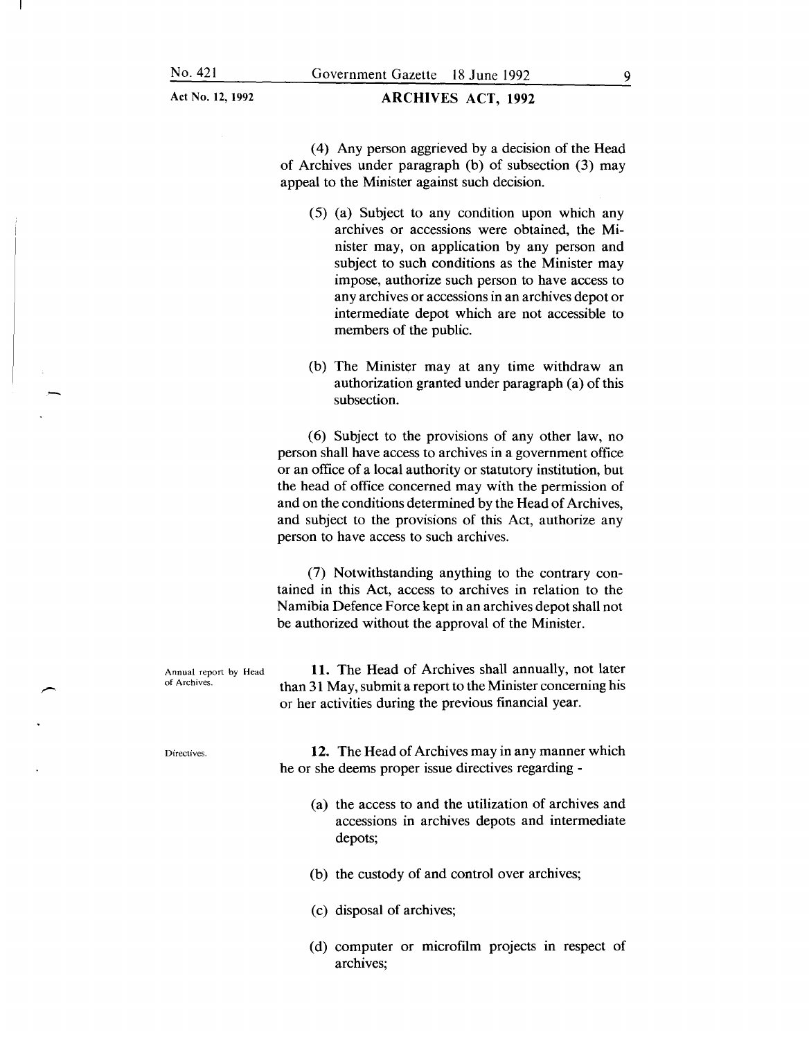(4) Any person aggrieved by a decision of the Head of Archives under paragraph (b) of subsection (3) may appeal to the Minister against such decision.

(5) (a) Subject to any condition upon which any archives or accessions were obtained, the Minister may, on application by any person and subject to such conditions as the Minister may impose, authorize such person to have access to any archives or accessions in an archives depot or intermediate depot which are not accessible to members of the public.

(b) The Minister may at any time withdraw an authorization granted under paragraph (a) of this subsection.

(6) Subject to the provisions of any other law, no person shall have access to archives in a government office or an office of a local authority or statutory institution, but the head of office concerned may with the permission of and on the conditions determined by the Head of Archives, and subject to the provisions of this Act, authorize any person to have access to such archives.

(7) Notwithstanding anything to the contrary contained in this Act, access to archives in relation to the Namibia Defence Force kept in an archives depot shall not be authorized without the approval of the Minister.

Annual report by Head of Archives.

**11.** The Head of Archives shall annually, not later than 31 May, submit a report to the Minister concerning his or her activities during the previous financial year.

Directives.

**12.** The Head of Archives may in any manner which he or she deems proper issue directives regarding -

(a) the access to and the utilization of archives and accessions in archives depots and intermediate depots;

(b) the custody of and control over archives;

(c) disposal of archives;

(d) computer or microfilm projects in respect of archives;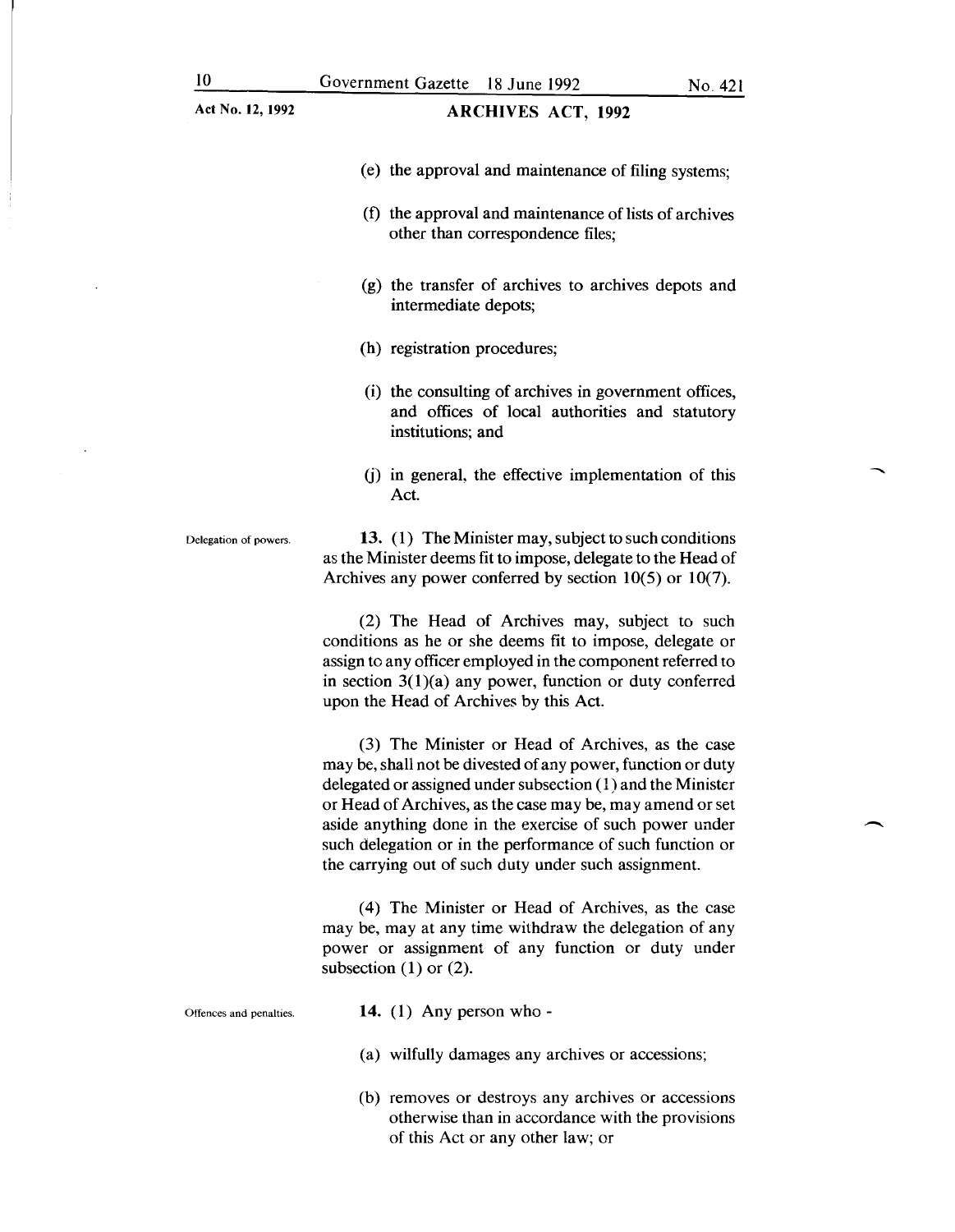(e) the approval and maintenance of filing systems;

(f) the approval and maintenance of lists of archives other than correspondence files;

(g) the transfer of archives to archives depots and intermediate depots;

(h) registration procedures;

(i) the consulting of archives in government offices, and offices of local authorities and statutory institutions; and

(j) in general, the effective implementation of this Act.

Delegation of powers.

**13.** (1) The Minister may, subject to such conditions as the Minister deems fit to impose, delegate to the Head of Archives any power conferred by section 10(5) or 10(7).

(2) The Head of Archives may, subject to such conditions as he or she deems fit to impose, delegate or assign to any officer employed in the component referred to in section 3(1)(a) any power, function or duty conferred upon the Head of Archives by this Act.

(3) The Minister or Head of Archives, as the case may be, shall not be divested of any power, function or duty delegated or assigned under subsection (1) and the Minister or Head of Archives, as the case may be, may amend or set aside anything done in the exercise of such power under such delegation or in the performance of such function or the carrying out of such duty under such assignment.

(4) The Minister or Head of Archives, as the case may be, may at any time withdraw the delegation of any power or assignment of any function or duty under subsection (1) or (2).

Offences and penalties.

**14.** (1) Any person who -

(a) wilfully damages any archives or accessions;

(b) removes or destroys any archives or accessions otherwise than in accordance with the provisions of this Act or any other law; or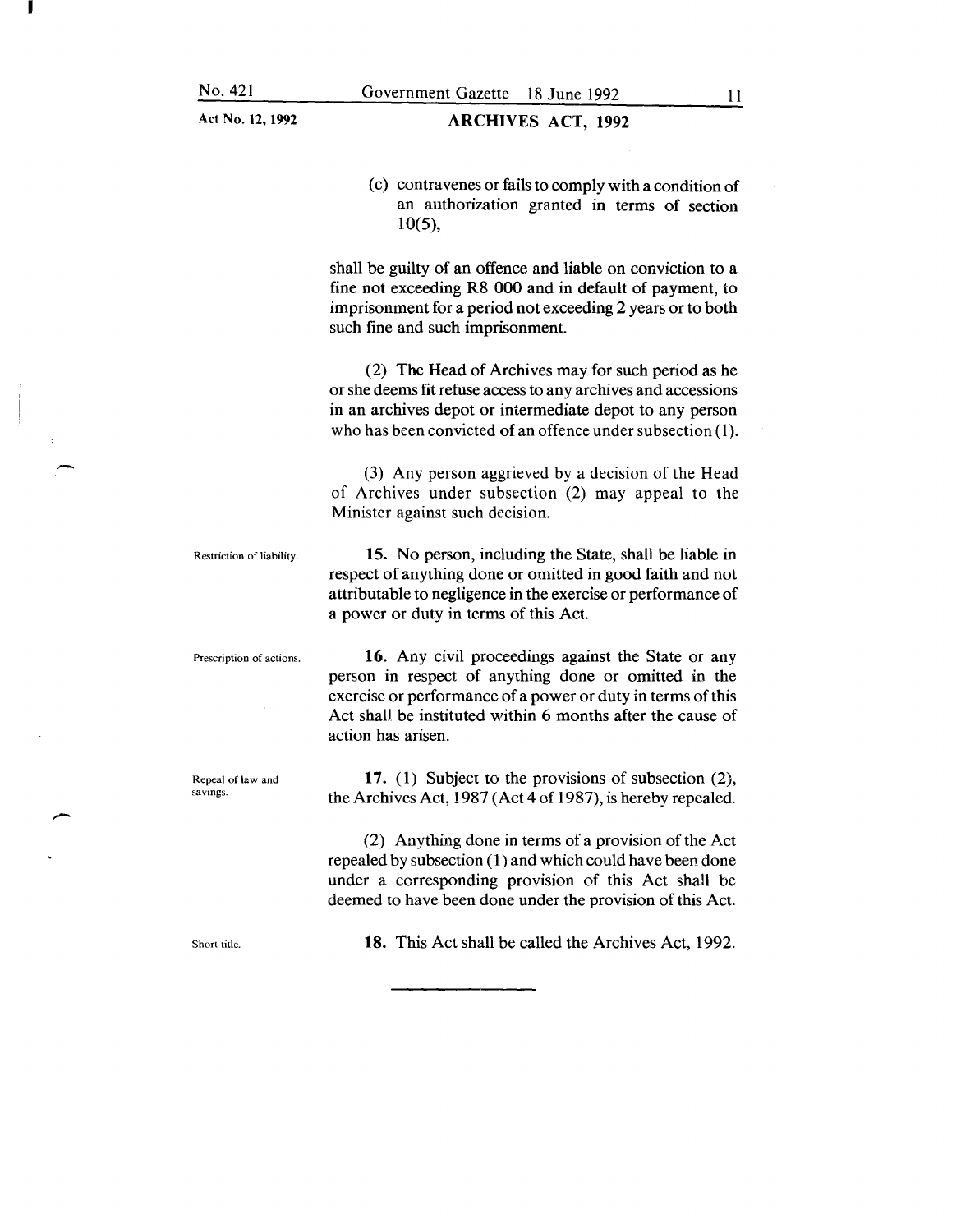(c) contravenes or fails to comply with a condition of an authorization granted in terms of section 10(5),

shall be guilty of an offence and liable on conviction to a fine not exceeding R8 000 and in default of payment, to imprisonment for a period not exceeding 2 years or to both such fine and such imprisonment.

(2) The Head of Archives may for such period as he or she deems fit refuse access to any archives and accessions in an archives depot or intermediate depot to any person who has been convicted of an offence under subsection (1).

(3) Any person aggrieved by a decision of the Head of Archives under subsection (2) may appeal to the Minister against such decision.

Restriction of liability.

**15.** No person, including the State, shall be liable in respect of anything done or omitted in good faith and not attributable to negligence in the exercise or performance of a power or duty in terms of this Act.

Prescription of actions.

**16.** Any civil proceedings against the State or any person in respect of anything done or omitted in the exercise or performance of a power or duty in terms of this Act shall be instituted within 6 months after the cause of action has arisen.

Repeal of law and savings.

**17.** (1) Subject to the provisions of subsection (2), the Archives Act, 1987 (Act 4 of 1987), is hereby repealed.

(2) Anything done in terms of a provision of the Act repealed by subsection (1) and which could have been done under a corresponding provision of this Act shall be deemed to have been done under the provision of this Act.

Short title.

**18.** This Act shall be called the Archives Act, 1992.

---